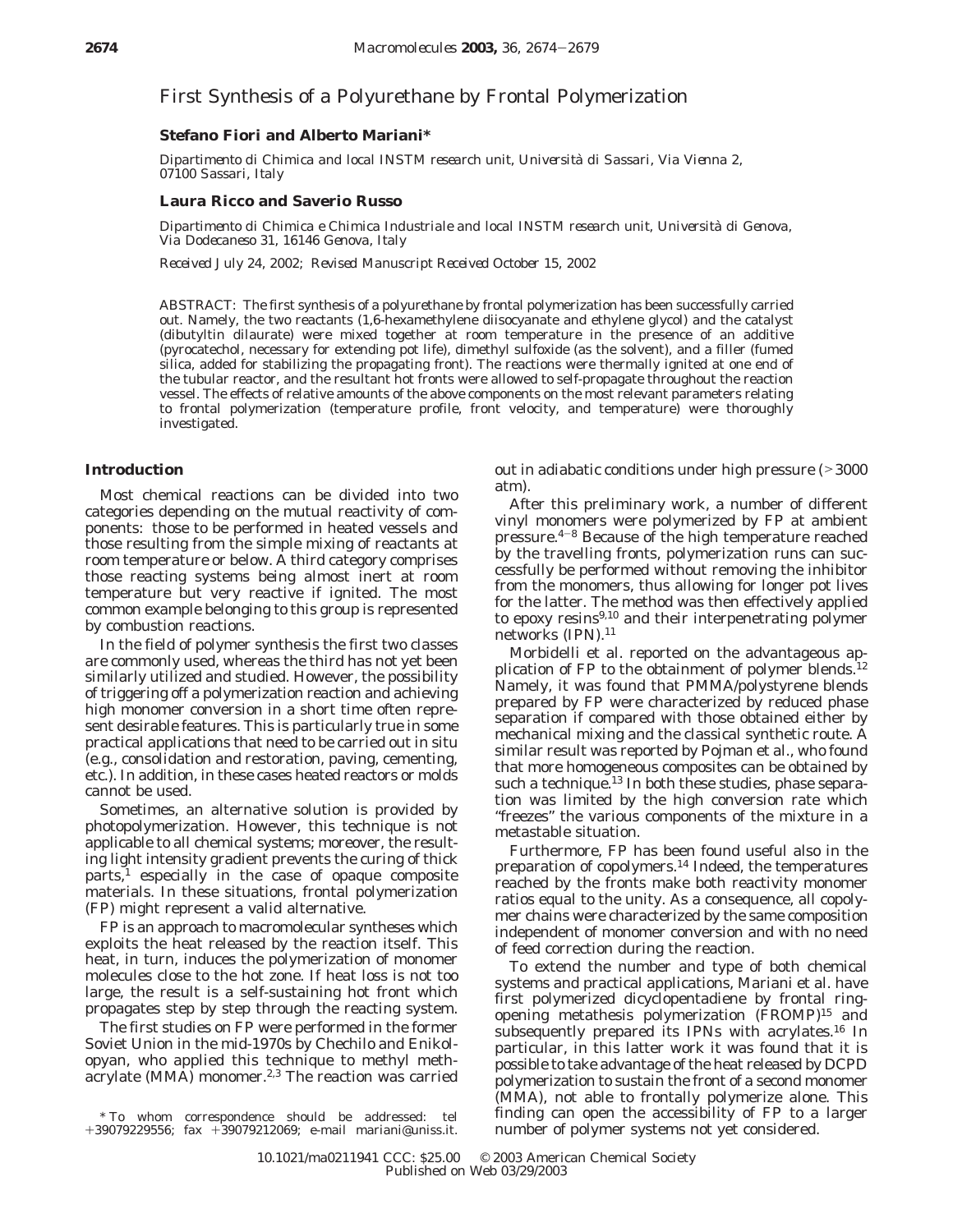# First Synthesis of a Polyurethane by Frontal Polymerization

**Stefano Fiori and Alberto Mariani***

*Dipartimento di Chimica and local INSTM research unit, Università di Sassari, Via Vienna 2, 07100 Sassari, Italy*

**Laura Ricco and Saverio Russo**

*Dipartimento di Chimica e Chimica Industriale and local INSTM research unit, Università di Genova, Via Dodecaneso 31, 16146 Genova, Italy*

*Received July 24, 2002; Revised Manuscript Received October 15, 2002*

ABSTRACT: The first synthesis of a polyurethane by frontal polymerization has been successfully carried out. Namely, the two reactants (1,6-hexamethylene diisocyanate and ethylene glycol) and the catalyst (dibutyltin dilaurate) were mixed together at room temperature in the presence of an additive (pyrocatechol, necessary for extending pot life), dimethyl sulfoxide (as the solvent), and a filler (fumed silica, added for stabilizing the propagating front). The reactions were thermally ignited at one end of the tubular reactor, and the resultant hot fronts were allowed to self-propagate throughout the reaction vessel. The effects of relative amounts of the above components on the most relevant parameters relating to frontal polymerization (temperature profile, front velocity, and temperature) were thoroughly investigated.

## Introduction

Most chemical reactions can be divided into two categories depending on the mutual reactivity of components: those to be performed in heated vessels and those resulting from the simple mixing of reactants at room temperature or below. A third category comprises those reacting systems being almost inert at room temperature but very reactive if ignited. The most common example belonging to this group is represented by combustion reactions.

In the field of polymer synthesis the first two classes are commonly used, whereas the third has not yet been similarly utilized and studied. However, the possibility of triggering off a polymerization reaction and achieving high monomer conversion in a short time often represent desirable features. This is particularly true in some practical applications that need to be carried out in situ (e.g., consolidation and restoration, paving, cementing, etc.). In addition, in these cases heated reactors or molds cannot be used.

Sometimes, an alternative solution is provided by photopolymerization. However, this technique is not applicable to all chemical systems; moreover, the resulting light intensity gradient prevents the curing of thick parts,[1] especially in the case of opaque composite materials. In these situations, frontal polymerization (FP) might represent a valid alternative.

FP is an approach to macromolecular syntheses which exploits the heat released by the reaction itself. This heat, in turn, induces the polymerization of monomer molecules close to the hot zone. If heat loss is not too large, the result is a self-sustaining hot front which propagates step by step through the reacting system.

The first studies on FP were performed in the former Soviet Union in the mid-1970s by Chechilo and Enikolopyan, who applied this technique to methyl methacrylate (MMA) monomer.[2,3] The reaction was carried out in adiabatic conditions under high pressure (>3000 atm).

After this preliminary work, a number of different vinyl monomers were polymerized by FP at ambient pressure.[4-8] Because of the high temperature reached by the travelling fronts, polymerization runs can successfully be performed without removing the inhibitor from the monomers, thus allowing for longer pot lives for the latter. The method was then effectively applied to epoxy resins[9,10] and their interpenetrating polymer networks (IPN).[11]

Morbidelli et al. reported on the advantageous application of FP to the obtainment of polymer blends.[12] Namely, it was found that PMMA/polystyrene blends prepared by FP were characterized by reduced phase separation if compared with those obtained either by mechanical mixing and the classical synthetic route. A similar result was reported by Pojman et al., who found that more homogeneous composites can be obtained by such a technique.[13] In both these studies, phase separation was limited by the high conversion rate which "freezes" the various components of the mixture in a metastable situation.

Furthermore, FP has been found useful also in the preparation of copolymers.[14] Indeed, the temperatures reached by the fronts make both reactivity monomer ratios equal to the unity. As a consequence, all copolymer chains were characterized by the same composition independent of monomer conversion and with no need of feed correction during the reaction.

To extend the number and type of both chemical systems and practical applications, Mariani et al. have first polymerized dicyclopentadiene by frontal ring-opening metathesis polymerization (FROMP)[15] and subsequently prepared its IPNs with acrylates.[16] In particular, in this latter work it was found that it is possible to take advantage of the heat released by DCPD polymerization to sustain the front of a second monomer (MMA), not able to frontally polymerize alone. This finding can open the accessibility of FP to a larger number of polymer systems not yet considered.

\* To whom correspondence should be addressed: tel +39079229556; fax +39079212069; e-mail mariani@uniss.it.

10.1021/ma0211941 CCC: $25.00 © 2003 American Chemical Society
Published on Web 03/29/2003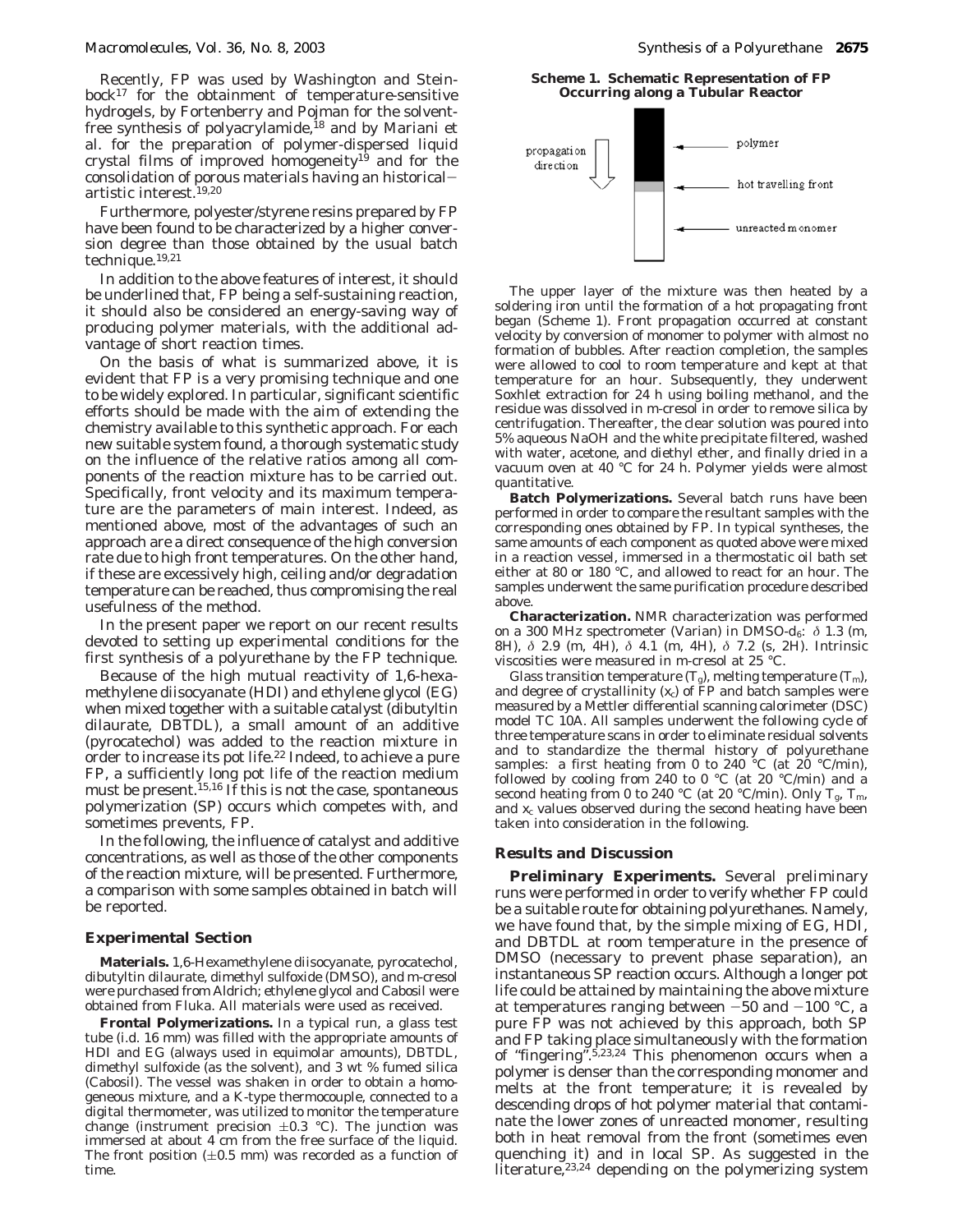Recently, FP was used by Washington and Steinbock[17] for the obtainment of temperature-sensitive hydrogels, by Fortenberry and Pojman for the solvent-free synthesis of polyacrylamide,[18] and by Mariani et al. for the preparation of polymer-dispersed liquid crystal films of improved homogeneity[19] and for the consolidation of porous materials having an historical–artistic interest.[19,20]

Furthermore, polyester/styrene resins prepared by FP have been found to be characterized by a higher conversion degree than those obtained by the usual batch technique.[19,21]

In addition to the above features of interest, it should be underlined that, FP being a self-sustaining reaction, it should also be considered an energy-saving way of producing polymer materials, with the additional advantage of short reaction times.

On the basis of what is summarized above, it is evident that FP is a very promising technique and one to be widely explored. In particular, significant scientific efforts should be made with the aim of extending the chemistry available to this synthetic approach. For each new suitable system found, a thorough systematic study on the influence of the relative ratios among all components of the reaction mixture has to be carried out. Specifically, front velocity and its maximum temperature are the parameters of main interest. Indeed, as mentioned above, most of the advantages of such an approach are a direct consequence of the high conversion rate due to high front temperatures. On the other hand, if these are excessively high, ceiling and/or degradation temperature can be reached, thus compromising the real usefulness of the method.

In the present paper we report on our recent results devoted to setting up experimental conditions for the first synthesis of a polyurethane by the FP technique.

Because of the high mutual reactivity of 1,6-hexamethylene diisocyanate (HDI) and ethylene glycol (EG) when mixed together with a suitable catalyst (dibutyltin dilaurate, DBTDL), a small amount of an additive (pyrocatechol) was added to the reaction mixture in order to increase its pot life.[22] Indeed, to achieve a pure FP, a sufficiently long pot life of the reaction medium must be present.[15,16] If this is not the case, spontaneous polymerization (SP) occurs which competes with, and sometimes prevents, FP.

In the following, the influence of catalyst and additive concentrations, as well as those of the other components of the reaction mixture, will be presented. Furthermore, a comparison with some samples obtained in batch will be reported.

## Experimental Section

**Materials.** 1,6-Hexamethylene diisocyanate, pyrocatechol, dibutyltin dilaurate, dimethyl sulfoxide (DMSO), and m-cresol were purchased from Aldrich; ethylene glycol and Cabosil were obtained from Fluka. All materials were used as received.

**Frontal Polymerizations.** In a typical run, a glass test tube (i.d. 16 mm) was filled with the appropriate amounts of HDI and EG (always used in equimolar amounts), DBTDL, dimethyl sulfoxide (as the solvent), and 3 wt % fumed silica (Cabosil). The vessel was shaken in order to obtain a homogeneous mixture, and a K-type thermocouple, connected to a digital thermometer, was utilized to monitor the temperature change (instrument precision ±0.3 °C). The junction was immersed at about 4 cm from the free surface of the liquid. The front position (±0.5 mm) was recorded as a function of time.

**Scheme 1. Schematic Representation of FP Occurring along a Tubular Reactor**

propagation direction
polymer
hot travelling front
unreacted monomer

The upper layer of the mixture was then heated by a soldering iron until the formation of a hot propagating front began (Scheme 1). Front propagation occurred at constant velocity by conversion of monomer to polymer with almost no formation of bubbles. After reaction completion, the samples were allowed to cool to room temperature and kept at that temperature for an hour. Subsequently, they underwent Soxhlet extraction for 24 h using boiling methanol, and the residue was dissolved in m-cresol in order to remove silica by centrifugation. Thereafter, the clear solution was poured into 5% aqueous NaOH and the white precipitate filtered, washed with water, acetone, and diethyl ether, and finally dried in a vacuum oven at 40 °C for 24 h. Polymer yields were almost quantitative.

**Batch Polymerizations.** Several batch runs have been performed in order to compare the resultant samples with the corresponding ones obtained by FP. In typical syntheses, the same amounts of each component as quoted above were mixed in a reaction vessel, immersed in a thermostatic oil bath set either at 80 or 180 °C, and allowed to react for an hour. The samples underwent the same purification procedure described above.

**Characterization.** NMR characterization was performed on a 300 MHz spectrometer (Varian) in DMSO-$d_6$: $\delta$ 1.3 (m, 8H), $\delta$ 2.9 (m, 4H), $\delta$ 4.1 (m, 4H), $\delta$ 7.2 (s, 2H). Intrinsic viscosities were measured in m-cresol at 25 °C.

Glass transition temperature ($T_g$), melting temperature ($T_m$), and degree of crystallinity ($x_c$) of FP and batch samples were measured by a Mettler differential scanning calorimeter (DSC) model TC 10A. All samples underwent the following cycle of three temperature scans in order to eliminate residual solvents and to standardize the thermal history of polyurethane samples: a first heating from 0 to 240 °C (at 20 °C/min), followed by cooling from 240 to 0 °C (at 20 °C/min) and a second heating from 0 to 240 °C (at 20 °C/min). Only $T_g$, $T_m$, and $x_c$ values observed during the second heating have been taken into consideration in the following.

## Results and Discussion

**Preliminary Experiments.** Several preliminary runs were performed in order to verify whether FP could be a suitable route for obtaining polyurethanes. Namely, we have found that, by the simple mixing of EG, HDI, and DBTDL at room temperature in the presence of DMSO (necessary to prevent phase separation), an instantaneous SP reaction occurs. Although a longer pot life could be attained by maintaining the above mixture at temperatures ranging between −50 and −100 °C, a pure FP was not achieved by this approach, both SP and FP taking place simultaneously with the formation of "fingering".[5,23,24] This phenomenon occurs when a polymer is denser than the corresponding monomer and melts at the front temperature; it is revealed by descending drops of hot polymer material that contaminate the lower zones of unreacted monomer, resulting both in heat removal from the front (sometimes even quenching it) and in local SP. As suggested in the literature,[23,24] depending on the polymerizing system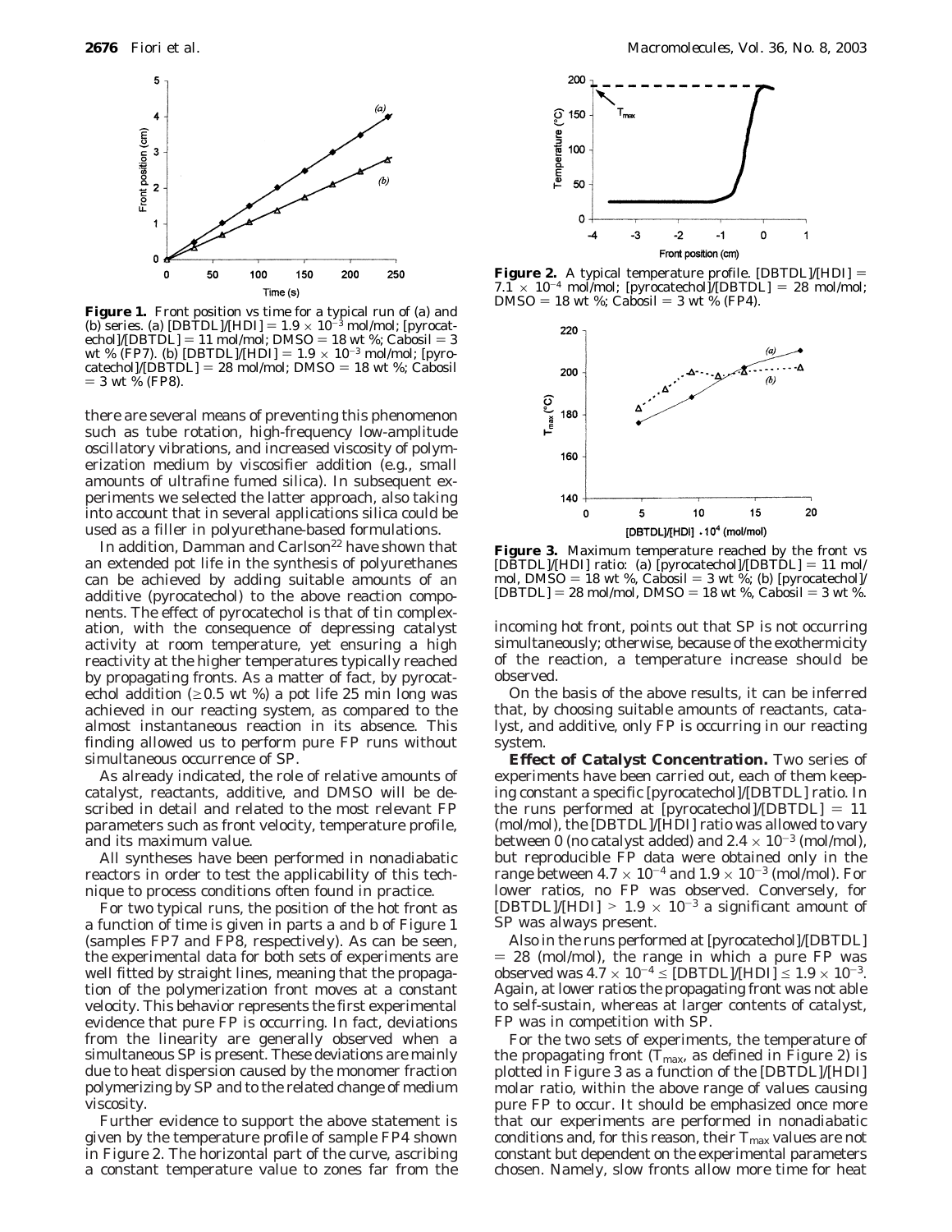5
4
3
2
1
0
Front position (cm)
0 50 100 150 200 250
Time (s)
(a)
(b)

**Figure 1.** Front position vs time for a typical run of (a) and (b) series. (a) [DBTDL]/[HDI] = $1.9 \times 10^{-3}$ mol/mol; [pyrocatechol]/[DBTDL] = 11 mol/mol; DMSO = 18 wt %; Cabosil = 3 wt % (FP7). (b) [DBTDL]/[HDI] = $1.9 \times 10^{-3}$ mol/mol; [pyrocatechol]/[DBTDL] = 28 mol/mol; DMSO = 18 wt %; Cabosil = 3 wt % (FP8).

there are several means of preventing this phenomenon such as tube rotation, high-frequency low-amplitude oscillatory vibrations, and increased viscosity of polymerization medium by viscosifier addition (e.g., small amounts of ultrafine fumed silica). In subsequent experiments we selected the latter approach, also taking into account that in several applications silica could be used as a filler in polyurethane-based formulations.

In addition, Damman and Carlson[22] have shown that an extended pot life in the synthesis of polyurethanes can be achieved by adding suitable amounts of an additive (pyrocatechol) to the above reaction components. The effect of pyrocatechol is that of tin complexation, with the consequence of depressing catalyst activity at room temperature, yet ensuring a high reactivity at the higher temperatures typically reached by propagating fronts. As a matter of fact, by pyrocatechol addition (≥0.5 wt %) a pot life 25 min long was achieved in our reacting system, as compared to the almost instantaneous reaction in its absence. This finding allowed us to perform pure FP runs without simultaneous occurrence of SP.

As already indicated, the role of relative amounts of catalyst, reactants, additive, and DMSO will be described in detail and related to the most relevant FP parameters such as front velocity, temperature profile, and its maximum value.

All syntheses have been performed in nonadiabatic reactors in order to test the applicability of this technique to process conditions often found in practice.

For two typical runs, the position of the hot front as a function of time is given in parts a and b of Figure 1 (samples FP7 and FP8, respectively). As can be seen, the experimental data for both sets of experiments are well fitted by straight lines, meaning that the propagation of the polymerization front moves at a constant velocity. This behavior represents the first experimental evidence that pure FP is occurring. In fact, deviations from the linearity are generally observed when a simultaneous SP is present. These deviations are mainly due to heat dispersion caused by the monomer fraction polymerizing by SP and to the related change of medium viscosity.

Further evidence to support the above statement is given by the temperature profile of sample FP4 shown in Figure 2. The horizontal part of the curve, ascribing a constant temperature value to zones far from the

200
150
100
50
0
Temperature (°C)
$T_{max}$
-4 -3 -2 -1 0 1
Front position (cm)

**Figure 2.** A typical temperature profile. [DBTDL]/[HDI] = $7.1 \times 10^{-4}$ mol/mol; [pyrocatechol]/[DBTDL] = 28 mol/mol; DMSO = 18 wt %; Cabosil = 3 wt % (FP4).

220
200
180
160
140
$T_{max}$ (°C)
(a)
(b)
0 5 10 15 20
[DBTDL]/[HDI] $\cdot 10^4$ (mol/mol)

**Figure 3.** Maximum temperature reached by the front vs [DBTDL]/[HDI] ratio: (a) [pyrocatechol]/[DBTDL] = 11 mol/mol, DMSO = 18 wt %, Cabosil = 3 wt %; (b) [pyrocatechol]/[DBTDL] = 28 mol/mol, DMSO = 18 wt %, Cabosil = 3 wt %.

incoming hot front, points out that SP is not occurring simultaneously; otherwise, because of the exothermicity of the reaction, a temperature increase should be observed.

On the basis of the above results, it can be inferred that, by choosing suitable amounts of reactants, catalyst, and additive, only FP is occurring in our reacting system.

**Effect of Catalyst Concentration.** Two series of experiments have been carried out, each of them keeping constant a specific [pyrocatechol]/[DBTDL] ratio. In the runs performed at [pyrocatechol]/[DBTDL] = 11 (mol/mol), the [DBTDL]/[HDI] ratio was allowed to vary between 0 (no catalyst added) and $2.4 \times 10^{-3}$ (mol/mol), but reproducible FP data were obtained only in the range between $4.7 \times 10^{-4}$ and $1.9 \times 10^{-3}$ (mol/mol). For lower ratios, no FP was observed. Conversely, for [DBTDL]/[HDI] > $1.9 \times 10^{-3}$ a significant amount of SP was always present.

Also in the runs performed at [pyrocatechol]/[DBTDL] = 28 (mol/mol), the range in which a pure FP was observed was $4.7 \times 10^{-4} \leq$ [DBTDL]/[HDI] $\leq 1.9 \times 10^{-3}$. Again, at lower ratios the propagating front was not able to self-sustain, whereas at larger contents of catalyst, FP was in competition with SP.

For the two sets of experiments, the temperature of the propagating front ($T_{max}$, as defined in Figure 2) is plotted in Figure 3 as a function of the [DBTDL]/[HDI] molar ratio, within the above range of values causing pure FP to occur. It should be emphasized once more that our experiments are performed in nonadiabatic conditions and, for this reason, their $T_{max}$ values are not constant but dependent on the experimental parameters chosen. Namely, slow fronts allow more time for heat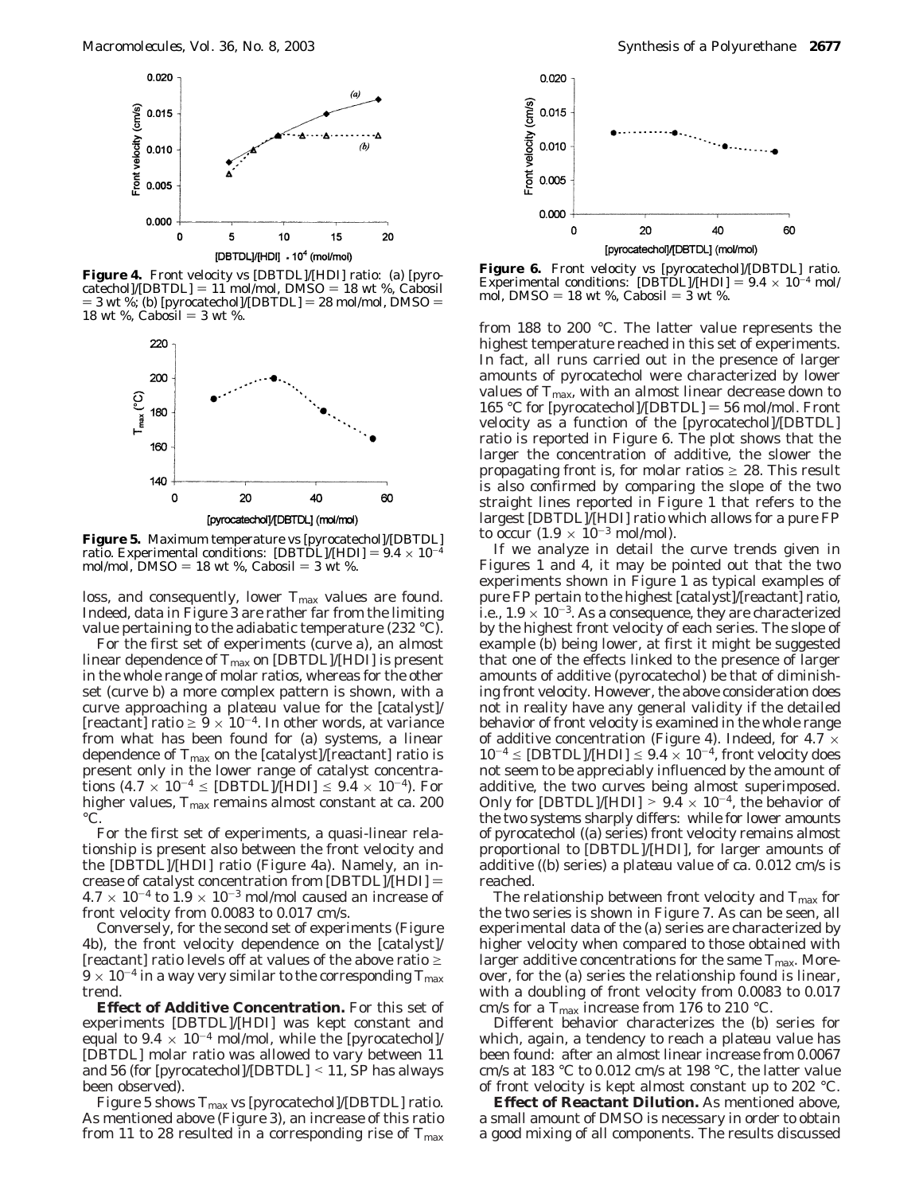**Figure 4.** Front velocity vs [DBTDL]/[HDI] ratio: (a) [pyrocatechol]/[DBTDL] = 11 mol/mol, DMSO = 18 wt %, Cabosil = 3 wt %; (b) [pyrocatechol]/[DBTDL] = 28 mol/mol, DMSO = 18 wt %, Cabosil = 3 wt %.

**Figure 5.** Maximum temperature vs [pyrocatechol]/[DBTDL] ratio. Experimental conditions: [DBTDL]/[HDI] = $9.4 \times 10^{-4}$ mol/mol, DMSO = 18 wt %, Cabosil = 3 wt %.

loss, and consequently, lower $T_{max}$ values are found. Indeed, data in Figure 3 are rather far from the limiting value pertaining to the adiabatic temperature (232 °C).

For the first set of experiments (curve a), an almost linear dependence of $T_{max}$ on [DBTDL]/[HDI] is present in the whole range of molar ratios, whereas for the other set (curve b) a more complex pattern is shown, with a curve approaching a *plateau* value for the [catalyst]/[reactant] ratio $\geq 9 \times 10^{-4}$. In other words, at variance from what has been found for (a) systems, a linear dependence of $T_{max}$ on the [catalyst]/[reactant] ratio is present only in the lower range of catalyst concentrations ($4.7 \times 10^{-4} \leq$ [DBTDL]/[HDI] $\leq 9.4 \times 10^{-4}$). For higher values, $T_{max}$ remains almost constant at ca. 200 °C.

For the first set of experiments, a quasi-linear relationship is present also between the front velocity and the [DBTDL]/[HDI] ratio (Figure 4a). Namely, an increase of catalyst concentration from [DBTDL]/[HDI] = $4.7 \times 10^{-4}$ to $1.9 \times 10^{-3}$ mol/mol caused an increase of front velocity from 0.0083 to 0.017 cm/s.

Conversely, for the second set of experiments (Figure 4b), the front velocity dependence on the [catalyst]/[reactant] ratio levels off at values of the above ratio $\geq 9 \times 10^{-4}$ in a way very similar to the corresponding $T_{max}$ trend.

**Effect of Additive Concentration.** For this set of experiments [DBTDL]/[HDI] was kept constant and equal to $9.4 \times 10^{-4}$ mol/mol, while the [pyrocatechol]/[DBTDL] molar ratio was allowed to vary between 11 and 56 (for [pyrocatechol]/[DBTDL] < 11, SP has always been observed).

Figure 5 shows $T_{max}$ vs [pyrocatechol]/[DBTDL] ratio. As mentioned above (Figure 3), an increase of this ratio from 11 to 28 resulted in a corresponding rise of $T_{max}$ from 188 to 200 °C. The latter value represents the highest temperature reached in this set of experiments. In fact, all runs carried out in the presence of larger amounts of pyrocatechol were characterized by lower values of $T_{max}$, with an almost linear decrease down to 165 °C for [pyrocatechol]/[DBTDL] = 56 mol/mol. Front velocity as a function of the [pyrocatechol]/[DBTDL] ratio is reported in Figure 6. The plot shows that the larger the concentration of additive, the slower the propagating front is, for molar ratios $\geq$ 28. This result is also confirmed by comparing the slope of the two straight lines reported in Figure 1 that refers to the largest [DBTDL]/[HDI] ratio which allows for a pure FP to occur ($1.9 \times 10^{-3}$ mol/mol).

**Figure 6.** Front velocity vs [pyrocatechol]/[DBTDL] ratio. Experimental conditions: [DBTDL]/[HDI] = $9.4 \times 10^{-4}$ mol/mol, DMSO = 18 wt %, Cabosil = 3 wt %.

If we analyze in detail the curve trends given in Figures 1 and 4, it may be pointed out that the two experiments shown in Figure 1 as typical examples of pure FP pertain to the highest [catalyst]/[reactant] ratio, i.e., $1.9 \times 10^{-3}$. As a consequence, they are characterized by the highest front velocity of each series. The slope of example (b) being lower, at first it might be suggested that one of the effects linked to the presence of larger amounts of additive (pyrocatechol) be that of diminishing front velocity. However, the above consideration does not in reality have any general validity if the detailed behavior of front velocity is examined in the whole range of additive concentration (Figure 4). Indeed, for $4.7 \times 10^{-4} \leq$ [DBTDL]/[HDI] $\leq 9.4 \times 10^{-4}$, front velocity does not seem to be appreciably influenced by the amount of additive, the two curves being almost superimposed. Only for [DBTDL]/[HDI] > $9.4 \times 10^{-4}$, the behavior of the two systems sharply differs: while for lower amounts of pyrocatechol ((a) series) front velocity remains almost proportional to [DBTDL]/[HDI], for larger amounts of additive ((b) series) a *plateau* value of ca. 0.012 cm/s is reached.

The relationship between front velocity and $T_{max}$ for the two series is shown in Figure 7. As can be seen, all experimental data of the (a) series are characterized by higher velocity when compared to those obtained with larger additive concentrations for the same $T_{max}$. Moreover, for the (a) series the relationship found is linear, with a doubling of front velocity from 0.0083 to 0.017 cm/s for a $T_{max}$ increase from 176 to 210 °C.

Different behavior characterizes the (b) series for which, again, a tendency to reach a *plateau* value has been found: after an almost linear increase from 0.0067 cm/s at 183 °C to 0.012 cm/s at 198 °C, the latter value of front velocity is kept almost constant up to 202 °C.

**Effect of Reactant Dilution.** As mentioned above, a small amount of DMSO is necessary in order to obtain a good mixing of all components. The results discussed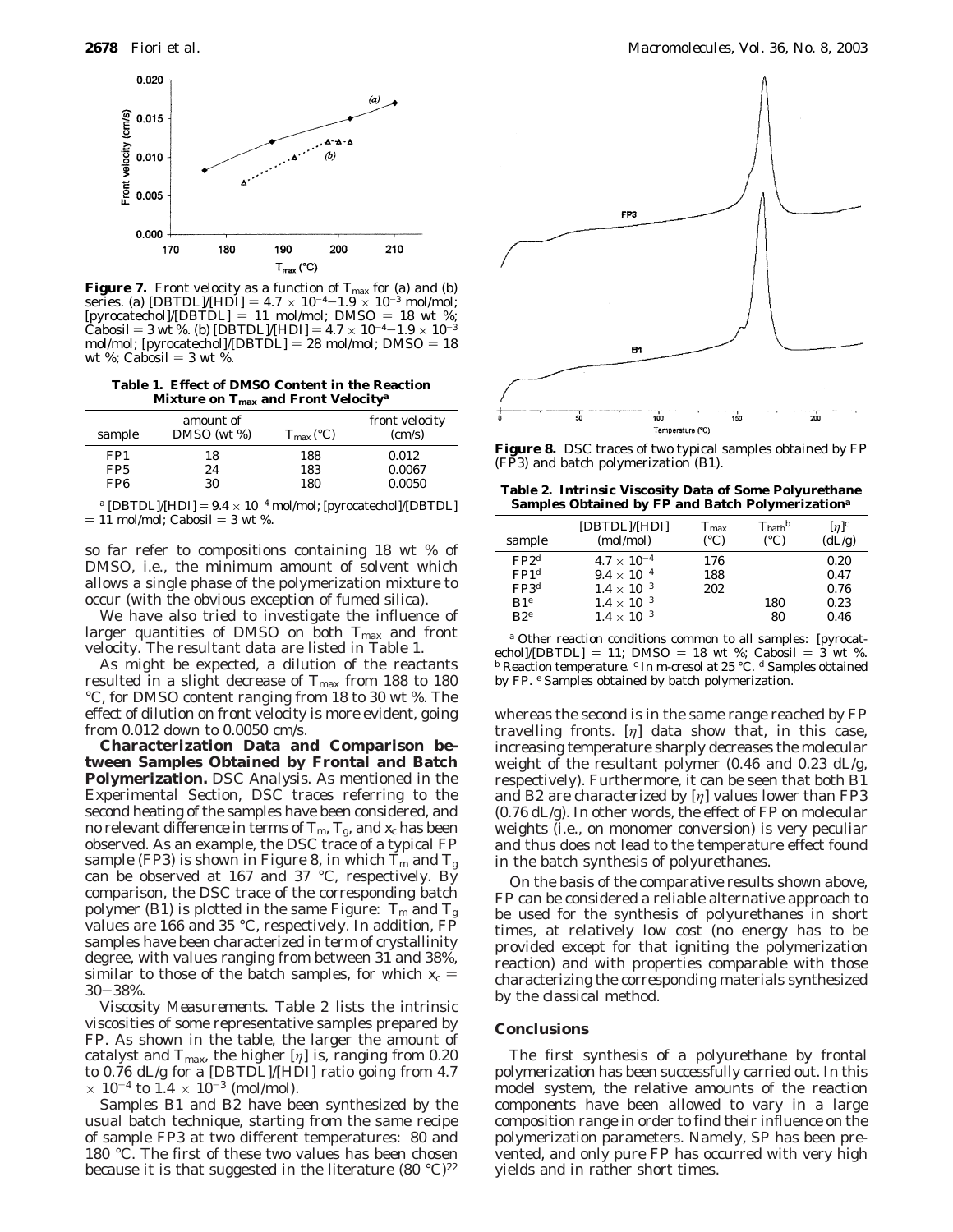**Figure 7.** Front velocity as a function of $T_{max}$ for (a) and (b) series. (a) [DBTDL]/[HDI] = $4.7 \times 10^{-4}$–$1.9 \times 10^{-3}$ mol/mol; [pyrocatechol]/[DBTDL] = 11 mol/mol; DMSO = 18 wt %; Cabosil = 3 wt %. (b) [DBTDL]/[HDI] = $4.7 \times 10^{-4}$–$1.9 \times 10^{-3}$ mol/mol; [pyrocatechol]/[DBTDL] = 28 mol/mol; DMSO = 18 wt %; Cabosil = 3 wt %.

**Table 1. Effect of DMSO Content in the Reaction Mixture on $T_{max}$ and Front Velocity[a]**

| sample | amount of DMSO (wt %) | $T_{max}$ (°C) | front velocity (cm/s) |
|---|---|---|---|
| FP1 | 18 | 188 | 0.012 |
| FP5 | 24 | 183 | 0.0067 |
| FP6 | 30 | 180 | 0.0050 |

[a] [DBTDL]/[HDI] = $9.4 \times 10^{-4}$ mol/mol; [pyrocatechol]/[DBTDL] = 11 mol/mol; Cabosil = 3 wt %.

so far refer to compositions containing 18 wt % of DMSO, i.e., the minimum amount of solvent which allows a single phase of the polymerization mixture to occur (with the obvious exception of fumed silica).

We have also tried to investigate the influence of larger quantities of DMSO on both $T_{max}$ and front velocity. The resultant data are listed in Table 1.

As might be expected, a dilution of the reactants resulted in a slight decrease of $T_{max}$ from 188 to 180 °C, for DMSO content ranging from 18 to 30 wt %. The effect of dilution on front velocity is more evident, going from 0.012 down to 0.0050 cm/s.

**Characterization Data and Comparison between Samples Obtained by Frontal and Batch Polymerization.** *DSC Analysis.* As mentioned in the Experimental Section, DSC traces referring to the second heating of the samples have been considered, and no relevant difference in terms of $T_m$, $T_g$, and $x_c$ has been observed. As an example, the DSC trace of a typical FP sample (FP3) is shown in Figure 8, in which $T_m$ and $T_g$ can be observed at 167 and 37 °C, respectively. By comparison, the DSC trace of the corresponding batch polymer (B1) is plotted in the same Figure: $T_m$ and $T_g$ values are 166 and 35 °C, respectively. In addition, FP samples have been characterized in term of crystallinity degree, with values ranging from between 31 and 38%, similar to those of the batch samples, for which $x_c$ = 30–38%.

*Viscosity Measurements.* Table 2 lists the intrinsic viscosities of some representative samples prepared by FP. As shown in the table, the larger the amount of catalyst and $T_{max}$, the higher [$\eta$] is, ranging from 0.20 to 0.76 dL/g for a [DBTDL]/[HDI] ratio going from $4.7 \times 10^{-4}$ to $1.4 \times 10^{-3}$ (mol/mol).

Samples B1 and B2 have been synthesized by the usual batch technique, starting from the same recipe of sample FP3 at two different temperatures: 80 and 180 °C. The first of these two values has been chosen because it is that suggested in the literature (80 °C)[22]

**Figure 8.** DSC traces of two typical samples obtained by FP (FP3) and batch polymerization (B1).

**Table 2. Intrinsic Viscosity Data of Some Polyurethane Samples Obtained by FP and Batch Polymerization[a]**

| sample | [DBTDL]/[HDI] (mol/mol) | $T_{max}$ (°C) | $T_{bath}$[b] (°C) | [$\eta$][c] (dL/g) |
|---|---|---|---|---|
| FP2[d] | $4.7 \times 10^{-4}$ | 176 | | 0.20 |
| FP1[d] | $9.4 \times 10^{-4}$ | 188 | | 0.47 |
| FP3[d] | $1.4 \times 10^{-3}$ | 202 | | 0.76 |
| B1[e] | $1.4 \times 10^{-3}$ | | 180 | 0.23 |
| B2[e] | $1.4 \times 10^{-3}$ | | 80 | 0.46 |

[a] Other reaction conditions common to all samples: [pyrocatechol]/[DBTDL] = 11; DMSO = 18 wt %; Cabosil = 3 wt %. [b] Reaction temperature. [c] In m-cresol at 25 °C. [d] Samples obtained by FP. [e] Samples obtained by batch polymerization.

whereas the second is in the same range reached by FP travelling fronts. [$\eta$] data show that, in this case, increasing temperature sharply decreases the molecular weight of the resultant polymer (0.46 and 0.23 dL/g, respectively). Furthermore, it can be seen that both B1 and B2 are characterized by [$\eta$] values lower than FP3 (0.76 dL/g). In other words, the effect of FP on molecular weights (i.e., on monomer conversion) is very peculiar and thus does not lead to the temperature effect found in the batch synthesis of polyurethanes.

On the basis of the comparative results shown above, FP can be considered a reliable alternative approach to be used for the synthesis of polyurethanes in short times, at relatively low cost (no energy has to be provided except for that igniting the polymerization reaction) and with properties comparable with those characterizing the corresponding materials synthesized by the classical method.

## Conclusions

The first synthesis of a polyurethane by frontal polymerization has been successfully carried out. In this model system, the relative amounts of the reaction components have been allowed to vary in a large composition range in order to find their influence on the polymerization parameters. Namely, SP has been prevented, and only pure FP has occurred with very high yields and in rather short times.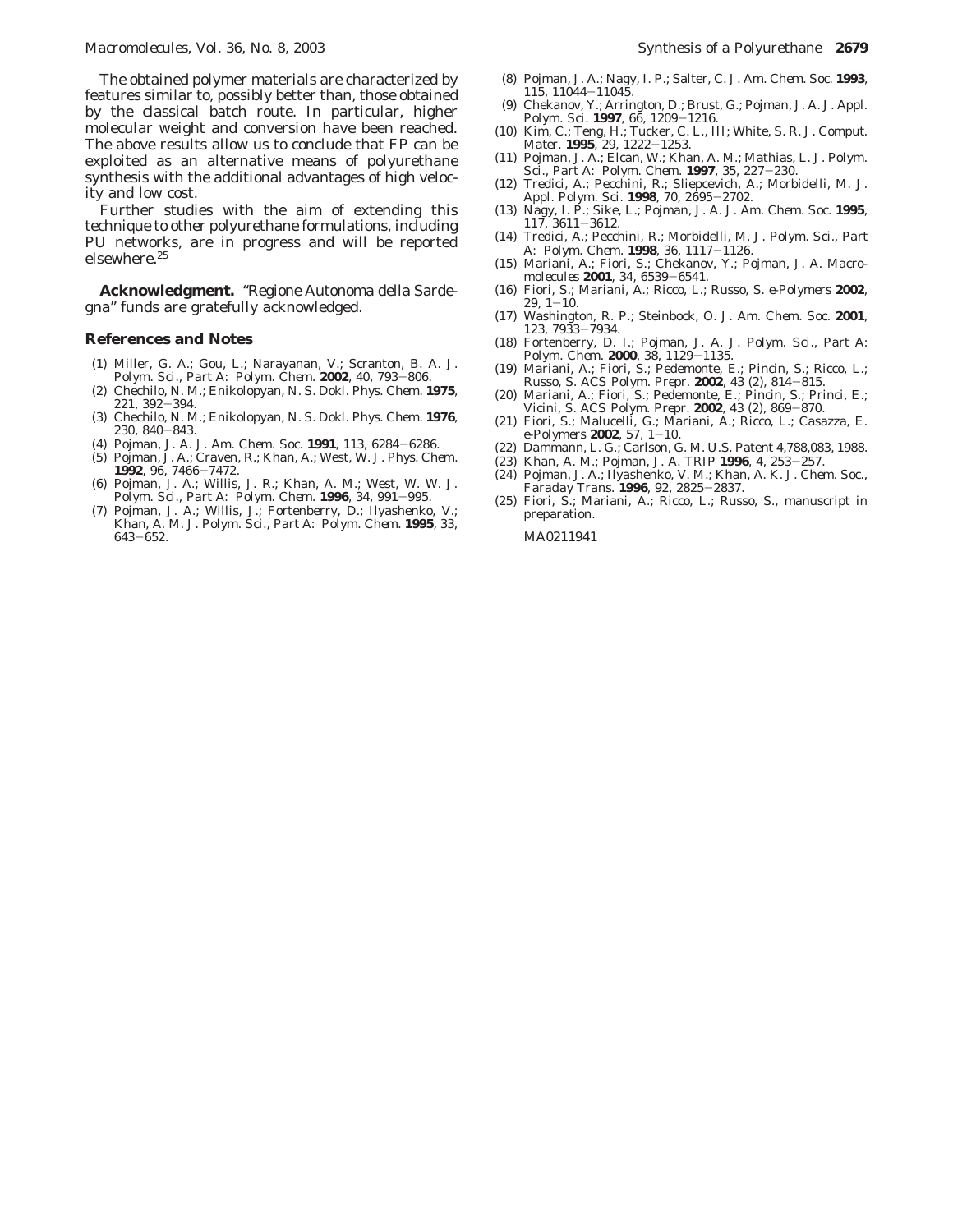The obtained polymer materials are characterized by features similar to, possibly better than, those obtained by the classical batch route. In particular, higher molecular weight and conversion have been reached. The above results allow us to conclude that FP can be exploited as an alternative means of polyurethane synthesis with the additional advantages of high velocity and low cost.

Further studies with the aim of extending this technique to other polyurethane formulations, including PU networks, are in progress and will be reported elsewhere.[25]

**Acknowledgment.** "Regione Autonoma della Sardegna" funds are gratefully acknowledged.

## References and Notes

(1) Miller, G. A.; Gou, L.; Narayanan, V.; Scranton, B. A. *J. Polym. Sci., Part A: Polym. Chem.* **2002**, *40*, 793–806.

(2) Chechilo, N. M.; Enikolopyan, N. S. *Dokl. Phys. Chem.* **1975**, *221*, 392–394.

(3) Chechilo, N. M.; Enikolopyan, N. S. *Dokl. Phys. Chem.* **1976**, *230*, 840–843.

(4) Pojman, J. A. *J. Am. Chem. Soc.* **1991**, *113*, 6284–6286.

(5) Pojman, J. A.; Craven, R.; Khan, A.; West, W. *J. Phys. Chem.* **1992**, *96*, 7466–7472.

(6) Pojman, J. A.; Willis, J. R.; Khan, A. M.; West, W. W. *J. Polym. Sci., Part A: Polym. Chem.* **1996**, *34*, 991–995.

(7) Pojman, J. A.; Willis, J.; Fortenberry, D.; Ilyashenko, V.; Khan, A. M. *J. Polym. Sci., Part A: Polym. Chem.* **1995**, *33*, 643–652.

(8) Pojman, J. A.; Nagy, I. P.; Salter, C. *J. Am. Chem. Soc.* **1993**, *115*, 11044–11045.

(9) Chekanov, Y.; Arrington, D.; Brust, G.; Pojman, J. A. *J. Appl. Polym. Sci.* **1997**, *66*, 1209–1216.

(10) Kim, C.; Teng, H.; Tucker, C. L., III; White, S. R. *J. Comput. Mater.* **1995**, *29*, 1222–1253.

(11) Pojman, J. A.; Elcan, W.; Khan, A. M.; Mathias, L. J. *Polym. Sci., Part A: Polym. Chem.* **1997**, *35*, 227–230.

(12) Tredici, A.; Pecchini, R.; Sliepcevich, A.; Morbidelli, M. *J. Appl. Polym. Sci.* **1998**, *70*, 2695–2702.

(13) Nagy, I. P.; Sike, L.; Pojman, J. A. *J. Am. Chem. Soc.* **1995**, *117*, 3611–3612.

(14) Tredici, A.; Pecchini, R.; Morbidelli, M. *J. Polym. Sci., Part A: Polym. Chem.* **1998**, *36*, 1117–1126.

(15) Mariani, A.; Fiori, S.; Chekanov, Y.; Pojman, J. A. *Macromolecules* **2001**, *34*, 6539–6541.

(16) Fiori, S.; Mariani, A.; Ricco, L.; Russo, S. *e-Polymers* **2002**, *29*, 1–10.

(17) Washington, R. P.; Steinbock, O. *J. Am. Chem. Soc.* **2001**, *123*, 7933–7934.

(18) Fortenberry, D. I.; Pojman, J. A. *J. Polym. Sci., Part A: Polym. Chem.* **2000**, *38*, 1129–1135.

(19) Mariani, A.; Fiori, S.; Pedemonte, E.; Pincin, S.; Ricco, L.; Russo, S. *ACS Polym. Prepr.* **2002**, *43* (2), 814–815.

(20) Mariani, A.; Fiori, S.; Pedemonte, E.; Pincin, S.; Princi, E.; Vicini, S. *ACS Polym. Prepr.* **2002**, *43* (2), 869–870.

(21) Fiori, S.; Malucelli, G.; Mariani, A.; Ricco, L.; Casazza, E. *e-Polymers* **2002**, *57*, 1–10.

(22) Dammann, L. G.; Carlson, G. M. U.S. Patent 4,788,083, 1988.

(23) Khan, A. M.; Pojman, J. A. *TRIP* **1996**, *4*, 253–257.

(24) Pojman, J. A.; Ilyashenko, V. M.; Khan, A. K. *J. Chem. Soc., Faraday Trans.* **1996**, *92*, 2825–2837.

(25) Fiori, S.; Mariani, A.; Ricco, L.; Russo, S., manuscript in preparation.

MA0211941